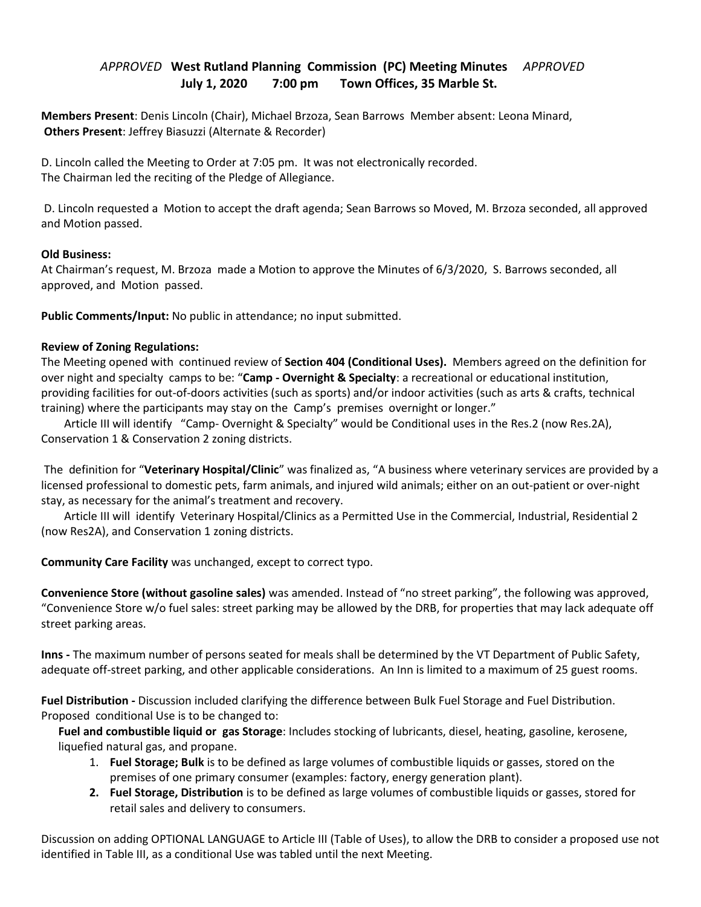# *APPROVED* West Rutland Planning Commission (PC) Meeting Minutes *APPROVED*

## July 1, 2020 7:00 pm Town Offices, 35 Marble St.

**Members Present**: Denis Lincoln (Chair), Michael Brzoza, Sean Barrows Member absent: Leona Minard,
**Others Present**: Jeffrey Biasuzzi (Alternate & Recorder)

D. Lincoln called the Meeting to Order at 7:05 pm. It was not electronically recorded.
The Chairman led the reciting of the Pledge of Allegiance.

D. Lincoln requested a Motion to accept the draft agenda; Sean Barrows so Moved, M. Brzoza seconded, all approved and Motion passed.

**Old Business:**
At Chairman's request, M. Brzoza made a Motion to approve the Minutes of 6/3/2020, S. Barrows seconded, all approved, and Motion passed.

**Public Comments/Input:** No public in attendance; no input submitted.

**Review of Zoning Regulations:**
The Meeting opened with continued review of **Section 404 (Conditional Uses).** Members agreed on the definition for over night and specialty camps to be: "**Camp - Overnight & Specialty**: a recreational or educational institution, providing facilities for out-of-doors activities (such as sports) and/or indoor activities (such as arts & crafts, technical training) where the participants may stay on the Camp's premises overnight or longer."

Article III will identify "Camp- Overnight & Specialty" would be Conditional uses in the Res.2 (now Res.2A), Conservation 1 & Conservation 2 zoning districts.

The definition for "**Veterinary Hospital/Clinic**" was finalized as, "A business where veterinary services are provided by a licensed professional to domestic pets, farm animals, and injured wild animals; either on an out-patient or over-night stay, as necessary for the animal's treatment and recovery.

Article III will identify Veterinary Hospital/Clinics as a Permitted Use in the Commercial, Industrial, Residential 2 (now Res2A), and Conservation 1 zoning districts.

**Community Care Facility** was unchanged, except to correct typo.

**Convenience Store (without gasoline sales)** was amended. Instead of "no street parking", the following was approved, "Convenience Store w/o fuel sales: street parking may be allowed by the DRB, for properties that may lack adequate off street parking areas.

**Inns -** The maximum number of persons seated for meals shall be determined by the VT Department of Public Safety, adequate off-street parking, and other applicable considerations. An Inn is limited to a maximum of 25 guest rooms.

**Fuel Distribution -** Discussion included clarifying the difference between Bulk Fuel Storage and Fuel Distribution. Proposed conditional Use is to be changed to:

**Fuel and combustible liquid or gas Storage**: Includes stocking of lubricants, diesel, heating, gasoline, kerosene, liquefied natural gas, and propane.

1. **Fuel Storage; Bulk** is to be defined as large volumes of combustible liquids or gasses, stored on the premises of one primary consumer (examples: factory, energy generation plant).
2. **Fuel Storage, Distribution** is to be defined as large volumes of combustible liquids or gasses, stored for retail sales and delivery to consumers.

Discussion on adding OPTIONAL LANGUAGE to Article III (Table of Uses), to allow the DRB to consider a proposed use not identified in Table III, as a conditional Use was tabled until the next Meeting.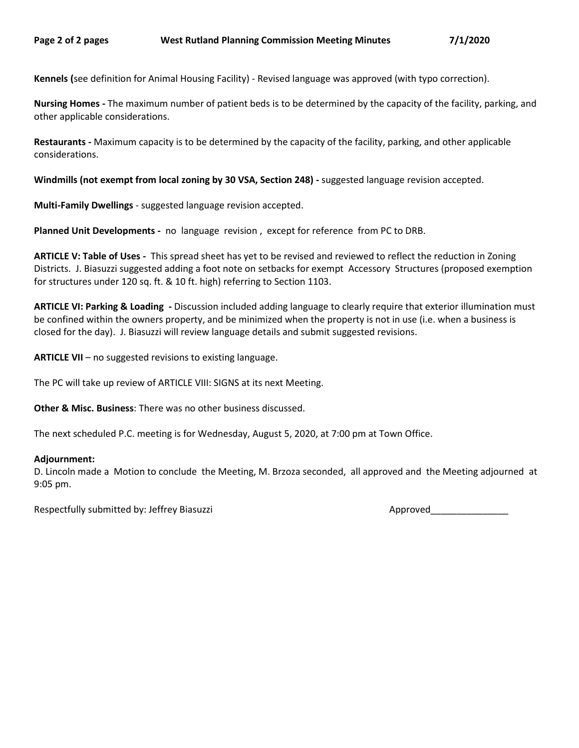**Kennels (**see definition for Animal Housing Facility) - Revised language was approved (with typo correction).

**Nursing Homes -** The maximum number of patient beds is to be determined by the capacity of the facility, parking, and other applicable considerations.

**Restaurants -** Maximum capacity is to be determined by the capacity of the facility, parking, and other applicable considerations.

**Windmills (not exempt from local zoning by 30 VSA, Section 248) -** suggested language revision accepted.

**Multi-Family Dwellings** - suggested language revision accepted.

**Planned Unit Developments -** no language revision , except for reference from PC to DRB.

**ARTICLE V: Table of Uses -** This spread sheet has yet to be revised and reviewed to reflect the reduction in Zoning Districts. J. Biasuzzi suggested adding a foot note on setbacks for exempt Accessory Structures (proposed exemption for structures under 120 sq. ft. & 10 ft. high) referring to Section 1103.

**ARTICLE VI: Parking & Loading -** Discussion included adding language to clearly require that exterior illumination must be confined within the owners property, and be minimized when the property is not in use (i.e. when a business is closed for the day). J. Biasuzzi will review language details and submit suggested revisions.

**ARTICLE VII** – no suggested revisions to existing language.

The PC will take up review of ARTICLE VIII: SIGNS at its next Meeting.

**Other & Misc. Business**: There was no other business discussed.

The next scheduled P.C. meeting is for Wednesday, August 5, 2020, at 7:00 pm at Town Office.

**Adjournment:**
D. Lincoln made a Motion to conclude the Meeting, M. Brzoza seconded, all approved and the Meeting adjourned at 9:05 pm.

Respectfully submitted by: Jeffrey Biasuzzi

Approved_______________